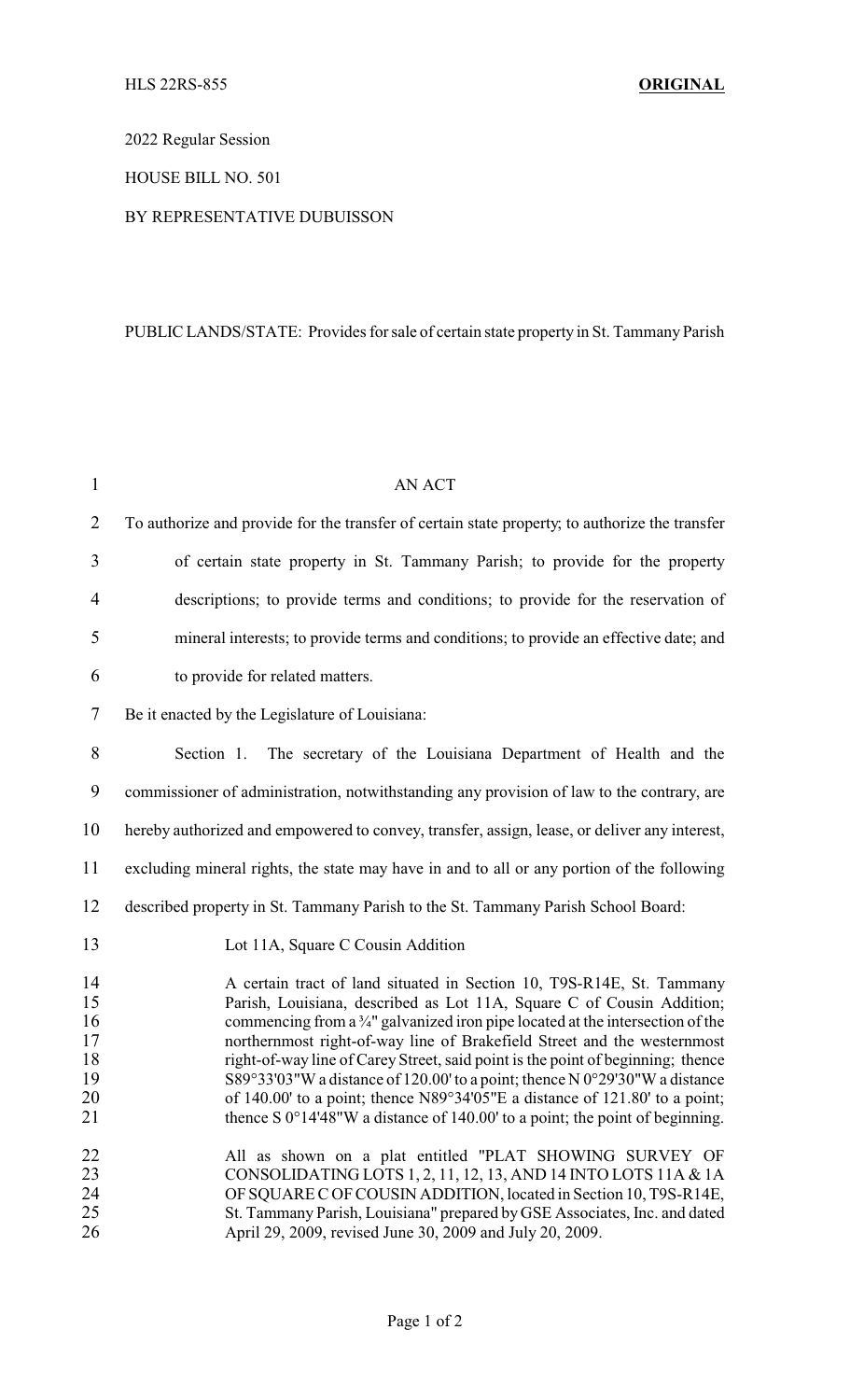HLS 22RS-855 **ORIGINAL**

2022 Regular Session

HOUSE BILL NO. 501

BY REPRESENTATIVE DUBUISSON

PUBLIC LANDS/STATE: Provides for sale of certain state property in St. Tammany Parish

AN ACT

To authorize and provide for the transfer of certain state property; to authorize the transfer of certain state property in St. Tammany Parish; to provide for the property descriptions; to provide terms and conditions; to provide for the reservation of mineral interests; to provide terms and conditions; to provide an effective date; and to provide for related matters.

Be it enacted by the Legislature of Louisiana:

Section 1. The secretary of the Louisiana Department of Health and the commissioner of administration, notwithstanding any provision of law to the contrary, are hereby authorized and empowered to convey, transfer, assign, lease, or deliver any interest, excluding mineral rights, the state may have in and to all or any portion of the following described property in St. Tammany Parish to the St. Tammany Parish School Board:

Lot 11A, Square C Cousin Addition

A certain tract of land situated in Section 10, T9S-R14E, St. Tammany Parish, Louisiana, described as Lot 11A, Square C of Cousin Addition; commencing from a ¾" galvanized iron pipe located at the intersection of the northernmost right-of-way line of Brakefield Street and the westernmost right-of-way line of Carey Street, said point is the point of beginning; thence S89°33'03"W a distance of 120.00' to a point; thence N 0°29'30"W a distance of 140.00' to a point; thence N89°34'05"E a distance of 121.80' to a point; thence S 0°14'48"W a distance of 140.00' to a point; the point of beginning.

All as shown on a plat entitled "PLAT SHOWING SURVEY OF CONSOLIDATING LOTS 1, 2, 11, 12, 13, AND 14 INTO LOTS 11A & 1A OF SQUARE C OF COUSIN ADDITION, located in Section 10, T9S-R14E, St. Tammany Parish, Louisiana" prepared by GSE Associates, Inc. and dated April 29, 2009, revised June 30, 2009 and July 20, 2009.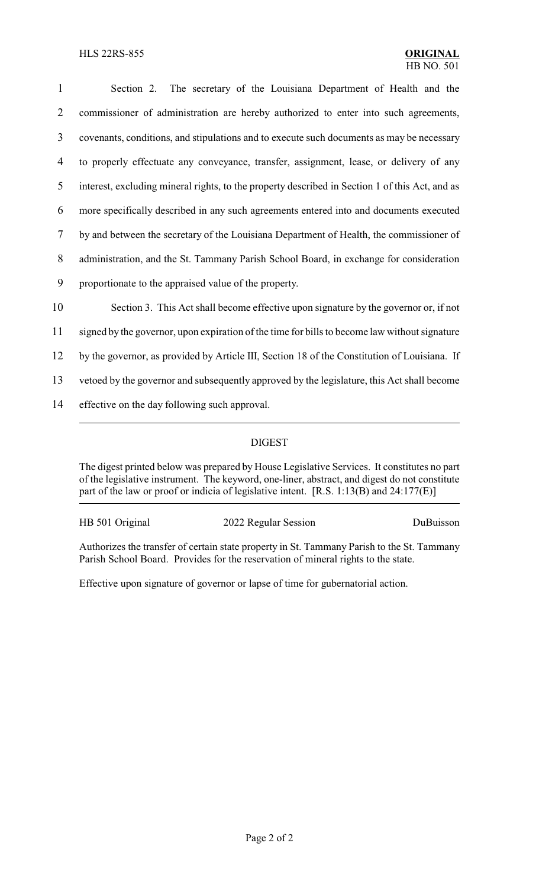Section 2. The secretary of the Louisiana Department of Health and the commissioner of administration are hereby authorized to enter into such agreements, covenants, conditions, and stipulations and to execute such documents as may be necessary to properly effectuate any conveyance, transfer, assignment, lease, or delivery of any interest, excluding mineral rights, to the property described in Section 1 of this Act, and as more specifically described in any such agreements entered into and documents executed by and between the secretary of the Louisiana Department of Health, the commissioner of administration, and the St. Tammany Parish School Board, in exchange for consideration proportionate to the appraised value of the property.

Section 3. This Act shall become effective upon signature by the governor or, if not signed by the governor, upon expiration of the time for bills to become law without signature by the governor, as provided by Article III, Section 18 of the Constitution of Louisiana. If vetoed by the governor and subsequently approved by the legislature, this Act shall become effective on the day following such approval.

## DIGEST

The digest printed below was prepared by House Legislative Services. It constitutes no part of the legislative instrument. The keyword, one-liner, abstract, and digest do not constitute part of the law or proof or indicia of legislative intent. [R.S. 1:13(B) and 24:177(E)]

HB 501 Original | 2022 Regular Session | DuBuisson

Authorizes the transfer of certain state property in St. Tammany Parish to the St. Tammany Parish School Board. Provides for the reservation of mineral rights to the state.

Effective upon signature of governor or lapse of time for gubernatorial action.